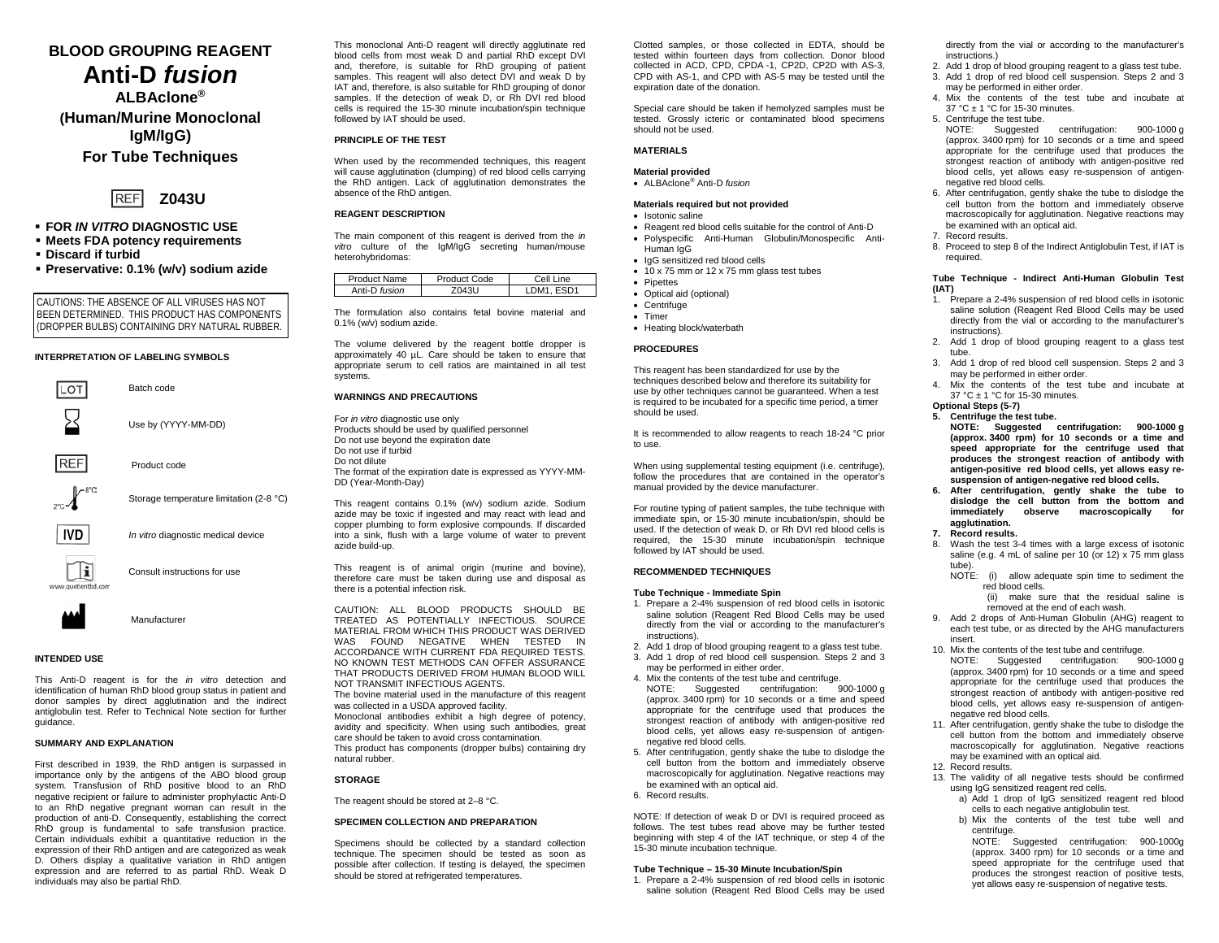# BLOOD GROUPING REAGENT
# Anti-D *fusion*
## ALBAclone®
## (Human/Murine Monoclonal IgM/IgG)
## For Tube Techniques

REF **Z043U**

- **FOR *IN VITRO* DIAGNOSTIC USE**
- **Meets FDA potency requirements**
- **Discard if turbid**
- **Preservative: 0.1% (w/v) sodium azide**

CAUTIONS: THE ABSENCE OF ALL VIRUSES HAS NOT BEEN DETERMINED. THIS PRODUCT HAS COMPONENTS (DROPPER BULBS) CONTAINING DRY NATURAL RUBBER.

### INTERPRETATION OF LABELING SYMBOLS

LOT Batch code

Use by (YYYY-MM-DD)

REF Product code

2°C–8°C Storage temperature limitation (2-8 °C)

IVD *In vitro* diagnostic medical device

Consult instructions for use (www.quotientbd.com)

Manufacturer

### INTENDED USE

This Anti-D reagent is for the *in vitro* detection and identification of human RhD blood group status in patient and donor samples by direct agglutination and the indirect antiglobulin test. Refer to Technical Note section for further guidance.

### SUMMARY AND EXPLANATION

First described in 1939, the RhD antigen is surpassed in importance only by the antigens of the ABO blood group system. Transfusion of RhD positive blood to an RhD negative recipient or failure to administer prophylactic Anti-D to an RhD negative pregnant woman can result in the production of anti-D. Consequently, establishing the correct RhD group is fundamental to safe transfusion practice. Certain individuals exhibit a quantitative reduction in the expression of their RhD antigen and are categorized as weak D. Others display a qualitative variation in RhD antigen expression and are referred to as partial RhD. Weak D individuals may also be partial RhD.

This monoclonal Anti-D reagent will directly agglutinate red blood cells from most weak D and partial RhD except DVI and, therefore, is suitable for RhD grouping of patient samples. This reagent will also detect DVI and weak D by IAT and, therefore, is also suitable for RhD grouping of donor samples. If the detection of weak D, or Rh DVI red blood cells is required the 15-30 minute incubation/spin technique followed by IAT should be used.

### PRINCIPLE OF THE TEST

When used by the recommended techniques, this reagent will cause agglutination (clumping) of red blood cells carrying the RhD antigen. Lack of agglutination demonstrates the absence of the RhD antigen.

### REAGENT DESCRIPTION

The main component of this reagent is derived from the *in vitro* culture of the IgM/IgG secreting human/mouse heterohybridomas:

| Product Name | Product Code | Cell Line |
|---|---|---|
| Anti-D *fusion* | Z043U | LDM1, ESD1 |

The formulation also contains fetal bovine material and 0.1% (w/v) sodium azide.

The volume delivered by the reagent bottle dropper is approximately 40 µL. Care should be taken to ensure that appropriate serum to cell ratios are maintained in all test systems.

### WARNINGS AND PRECAUTIONS

For *in vitro* diagnostic use only
Products should be used by qualified personnel
Do not use beyond the expiration date
Do not use if turbid
Do not dilute
The format of the expiration date is expressed as YYYY-MM-DD (Year-Month-Day)

This reagent contains 0.1% (w/v) sodium azide. Sodium azide may be toxic if ingested and may react with lead and copper plumbing to form explosive compounds. If discarded into a sink, flush with a large volume of water to prevent azide build-up.

This reagent is of animal origin (murine and bovine), therefore care must be taken during use and disposal as there is a potential infection risk.

CAUTION: ALL BLOOD PRODUCTS SHOULD BE TREATED AS POTENTIALLY INFECTIOUS. SOURCE MATERIAL FROM WHICH THIS PRODUCT WAS DERIVED WAS FOUND NEGATIVE WHEN TESTED IN ACCORDANCE WITH CURRENT FDA REQUIRED TESTS. NO KNOWN TEST METHODS CAN OFFER ASSURANCE THAT PRODUCTS DERIVED FROM HUMAN BLOOD WILL NOT TRANSMIT INFECTIOUS AGENTS.
The bovine material used in the manufacture of this reagent was collected in a USDA approved facility.
Monoclonal antibodies exhibit a high degree of potency, avidity and specificity. When using such antibodies, great care should be taken to avoid cross contamination.
This product has components (dropper bulbs) that contain dry natural rubber.

### STORAGE

The reagent should be stored at 2–8 °C.

### SPECIMEN COLLECTION AND PREPARATION

Specimens should be collected by a standard collection technique. The specimen should be tested as soon as possible after collection. If testing is delayed, the specimen should be stored at refrigerated temperatures.

Clotted samples, or those collected in EDTA, should be tested within fourteen days from collection. Donor blood collected in ACD, CPD, CPDA-1, CP2D, CP2D with AS-3, CPD with AS-1, and CPD with AS-5 may be tested until the expiration date of the donation.

Special care should be taken if hemolyzed samples must be tested. Grossly icteric or contaminated blood specimens should not be used.

### MATERIALS

**Material provided**
- ALBAclone® Anti-D *fusion*

**Materials required but not provided**
- Isotonic saline
- Reagent red blood cells suitable for the control of Anti-D
- Polyspecific Anti-Human Globulin/Monospecific Anti-Human IgG
- IgG sensitized red blood cells
- 10 x 75 mm or 12 x 75 mm glass test tubes
- Pipettes
- Optical aid (optional)
- Centrifuge
- Timer
- Heating block/waterbath

### PROCEDURES

This reagent has been standardized for use by the techniques described below and therefore its suitability for use by other techniques cannot be guaranteed. When a test is required to be incubated for a specific time period, a timer should be used.

It is recommended to allow reagents to reach 18-24 °C prior to use.

When using supplemental testing equipment (i.e. centrifuge), follow the procedures that are contained in the operator's manual provided by the device manufacturer.

For routine typing of patient samples, the tube technique with immediate spin, or 15-30 minute incubation/spin, should be used. If the detection of weak D, or Rh DVI red blood cells is required, the 15-30 minute incubation/spin technique followed by IAT should be used.

### RECOMMENDED TECHNIQUES

**Tube Technique - Immediate Spin**
1. Prepare a 2-4% suspension of red blood cells in isotonic saline solution (Reagent Red Blood Cells may be used directly from the vial or according to the manufacturer's instructions).
2. Add 1 drop of blood grouping reagent to a glass test tube.
3. Add 1 drop of red blood cell suspension. Steps 2 and 3 may be performed in either order.
4. Mix the contents of the test tube and centrifuge.
   NOTE: Suggested centrifugation: 900-1000 g (approx. 3400 rpm) for 10 seconds or a time and speed appropriate for the centrifuge used that produces the strongest reaction of antibody with antigen-positive red blood cells, yet allows easy re-suspension of antigen-negative red blood cells.
5. After centrifugation, gently shake the tube to dislodge the cell button from the bottom and immediately observe macroscopically for agglutination. Negative reactions may be examined with an optical aid.
6. Record results.

NOTE: If detection of weak D or DVI is required proceed as follows. The test tubes read above may be further tested beginning with step 4 of the IAT technique, or step 4 of the 15-30 minute incubation technique.

**Tube Technique – 15-30 Minute Incubation/Spin**
1. Prepare a 2-4% suspension of red blood cells in isotonic saline solution (Reagent Red Blood Cells may be used directly from the vial or according to the manufacturer's instructions.)
2. Add 1 drop of blood grouping reagent to a glass test tube.
3. Add 1 drop of red blood cell suspension. Steps 2 and 3 may be performed in either order.
4. Mix the contents of the test tube and incubate at 37 °C ± 1 °C for 15-30 minutes.
5. Centrifuge the test tube.
   NOTE: Suggested centrifugation: 900-1000 g (approx. 3400 rpm) for 10 seconds or a time and speed appropriate for the centrifuge used that produces the strongest reaction of antibody with antigen-positive red blood cells, yet allows easy re-suspension of antigen-negative red blood cells.
6. After centrifugation, gently shake the tube to dislodge the cell button from the bottom and immediately observe macroscopically for agglutination. Negative reactions may be examined with an optical aid.
7. Record results.
8. Proceed to step 8 of the Indirect Antiglobulin Test, if IAT is required.

**Tube Technique - Indirect Anti-Human Globulin Test (IAT)**
1. Prepare a 2-4% suspension of red blood cells in isotonic saline solution (Reagent Red Blood Cells may be used directly from the vial or according to the manufacturer's instructions).
2. Add 1 drop of blood grouping reagent to a glass test tube.
3. Add 1 drop of red blood cell suspension. Steps 2 and 3 may be performed in either order.
4. Mix the contents of the test tube and incubate at 37 °C ± 1 °C for 15-30 minutes.

**Optional Steps (5-7)**

5. **Centrifuge the test tube.**
   **NOTE: Suggested centrifugation: 900-1000 g (approx. 3400 rpm) for 10 seconds or a time and speed appropriate for the centrifuge used that produces the strongest reaction of antibody with antigen-positive red blood cells, yet allows easy re-suspension of antigen-negative red blood cells.**
6. **After centrifugation, gently shake the tube to dislodge the cell button from the bottom and immediately observe macroscopically for agglutination.**
7. **Record results.**
8. Wash the test 3-4 times with a large excess of isotonic saline (e.g. 4 mL of saline per 10 (or 12) x 75 mm glass tube).
   NOTE: (i) allow adequate spin time to sediment the red blood cells.
   (ii) make sure that the residual saline is removed at the end of each wash.
9. Add 2 drops of Anti-Human Globulin (AHG) reagent to each test tube, or as directed by the AHG manufacturers insert.
10. Mix the contents of the test tube and centrifuge.
    NOTE: Suggested centrifugation: 900-1000 g (approx. 3400 rpm) for 10 seconds or a time and speed appropriate for the centrifuge used that produces the strongest reaction of antibody with antigen-positive red blood cells, yet allows easy re-suspension of antigen-negative red blood cells.
11. After centrifugation, gently shake the tube to dislodge the cell button from the bottom and immediately observe macroscopically for agglutination. Negative reactions may be examined with an optical aid.
12. Record results.
13. The validity of all negative tests should be confirmed using IgG sensitized reagent red cells.
    a) Add 1 drop of IgG sensitized reagent red blood cells to each negative antiglobulin test.
    b) Mix the contents of the test tube well and centrifuge.
       NOTE: Suggested centrifugation: 900-1000g (approx. 3400 rpm) for 10 seconds or a time and speed appropriate for the centrifuge used that produces the strongest reaction of positive tests, yet allows easy re-suspension of negative tests.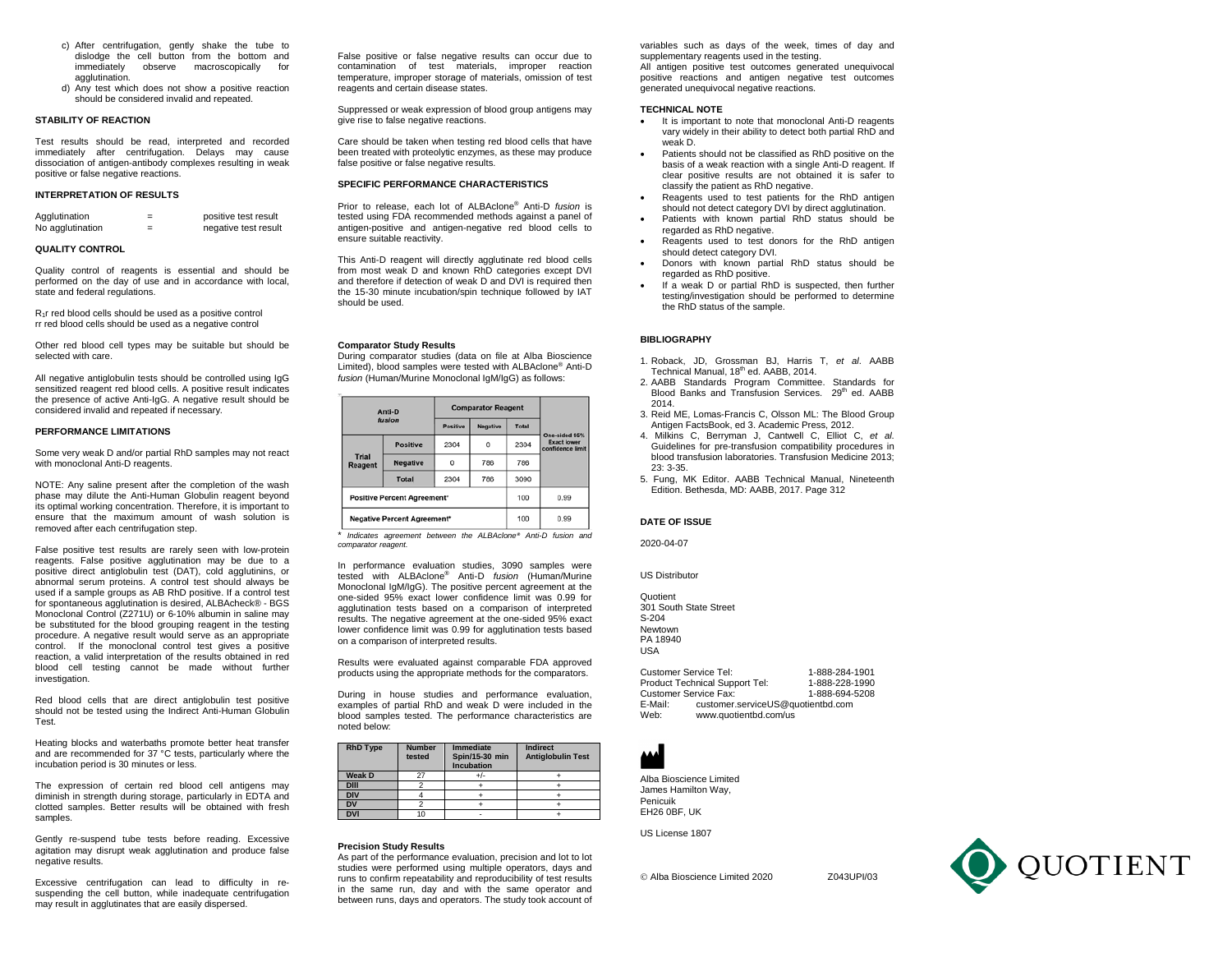c) After centrifugation, gently shake the tube to dislodge the cell button from the bottom and immediately observe macroscopically for agglutination.
d) Any test which does not show a positive reaction should be considered invalid and repeated.

#### STABILITY OF REACTION

Test results should be read, interpreted and recorded immediately after centrifugation. Delays may cause dissociation of antigen-antibody complexes resulting in weak positive or false negative reactions.

#### INTERPRETATION OF RESULTS

| | | |
|---|---|---|
| Agglutination | = | positive test result |
| No agglutination | = | negative test result |

#### QUALITY CONTROL

Quality control of reagents is essential and should be performed on the day of use and in accordance with local, state and federal regulations.

$R_1r$ red blood cells should be used as a positive control
rr red blood cells should be used as a negative control

Other red blood cell types may be suitable but should be selected with care.

All negative antiglobulin tests should be controlled using IgG sensitized reagent red blood cells. A positive result indicates the presence of active Anti-IgG. A negative result should be considered invalid and repeated if necessary.

#### PERFORMANCE LIMITATIONS

Some very weak D and/or partial RhD samples may not react with monoclonal Anti-D reagents.

NOTE: Any saline present after the completion of the wash phase may dilute the Anti-Human Globulin reagent beyond its optimal working concentration. Therefore, it is important to ensure that the maximum amount of wash solution is removed after each centrifugation step.

False positive test results are rarely seen with low-protein reagents. False positive agglutination may be due to a positive direct antiglobulin test (DAT), cold agglutinins, or abnormal serum proteins. A control test should always be used if a sample groups as AB RhD positive. If a control test for spontaneous agglutination is desired, ALBAcheck® - BGS Monoclonal Control (Z271U) or 6-10% albumin in saline may be substituted for the blood grouping reagent in the testing procedure. A negative result would serve as an appropriate control. If the monoclonal control test gives a positive reaction, a valid interpretation of the results obtained in red blood cell testing cannot be made without further investigation.

Red blood cells that are direct antiglobulin test positive should not be tested using the Indirect Anti-Human Globulin Test.

Heating blocks and waterbaths promote better heat transfer and are recommended for 37 °C tests, particularly where the incubation period is 30 minutes or less.

The expression of certain red blood cell antigens may diminish in strength during storage, particularly in EDTA and clotted samples. Better results will be obtained with fresh samples.

Gently re-suspend tube tests before reading. Excessive agitation may disrupt weak agglutination and produce false negative results.

Excessive centrifugation can lead to difficulty in re-suspending the cell button, while inadequate centrifugation may result in agglutinates that are easily dispersed.

False positive or false negative results can occur due to contamination of test materials, improper reaction temperature, improper storage of materials, omission of test reagents and certain disease states.

Suppressed or weak expression of blood group antigens may give rise to false negative reactions.

Care should be taken when testing red blood cells that have been treated with proteolytic enzymes, as these may produce false positive or false negative results.

#### SPECIFIC PERFORMANCE CHARACTERISTICS

Prior to release, each lot of ALBAclone® Anti-D *fusion* is tested using FDA recommended methods against a panel of antigen-positive and antigen-negative red blood cells to ensure suitable reactivity.

This Anti-D reagent will directly agglutinate red blood cells from most weak D and known RhD categories except DVI and therefore if detection of weak D and DVI is required then the 15-30 minute incubation/spin technique followed by IAT should be used.

**Comparator Study Results**
During comparator studies (data on file at Alba Bioscience Limited), blood samples were tested with ALBAclone® Anti-D *fusion* (Human/Murine Monoclonal IgM/IgG) as follows:

| Anti-D *fusion* | | Comparator Reagent | | | One-sided 95% Exact lower confidence limit |
|---|---|---|---|---|---|
| | | Positive | Negative | Total | |
| Trial Reagent | Positive | 2304 | 0 | 2304 | |
| | Negative | 0 | 786 | 786 | |
| | Total | 2304 | 786 | 3090 | |
| Positive Percent Agreement* | | | | 100 | 0.99 |
| Negative Percent Agreement* | | | | 100 | 0.99 |

*\* Indicates agreement between the ALBAclone® Anti-D fusion and comparator reagent.*

In performance evaluation studies, 3090 samples were tested with ALBAclone® Anti-D *fusion* (Human/Murine Monoclonal IgM/IgG). The positive percent agreement at the one-sided 95% exact lower confidence limit was 0.99 for agglutination tests based on a comparison of interpreted results. The negative agreement at the one-sided 95% exact lower confidence limit was 0.99 for agglutination tests based on a comparison of interpreted results.

Results were evaluated against comparable FDA approved products using the appropriate methods for the comparators.

During in house studies and performance evaluation, examples of partial RhD and weak D were included in the blood samples tested. The performance characteristics are noted below:

| RhD Type | Number tested | Immediate Spin/15-30 min Incubation | Indirect Antiglobulin Test |
|---|---|---|---|
| Weak D | 27 | +/- | + |
| DIII | 2 | + | + |
| DIV | 4 | + | + |
| DV | 2 | + | + |
| DVI | 10 | - | + |

**Precision Study Results**
As part of the performance evaluation, precision and lot to lot studies were performed using multiple operators, days and runs to confirm repeatability and reproducibility of test results in the same run, day and with the same operator and between runs, days and operators. The study took account of variables such as days of the week, times of day and supplementary reagents used in the testing.
All antigen positive test outcomes generated unequivocal positive reactions and antigen negative test outcomes generated unequivocal negative reactions.

#### TECHNICAL NOTE

- It is important to note that monoclonal Anti-D reagents vary widely in their ability to detect both partial RhD and weak D.
- Patients should not be classified as RhD positive on the basis of a weak reaction with a single Anti-D reagent. If clear positive results are not obtained it is safer to classify the patient as RhD negative.
- Reagents used to test patients for the RhD antigen should not detect category DVI by direct agglutination.
- Patients with known partial RhD status should be regarded as RhD negative.
- Reagents used to test donors for the RhD antigen should detect category DVI.
- Donors with known partial RhD status should be regarded as RhD positive.
- If a weak D or partial RhD is suspected, then further testing/investigation should be performed to determine the RhD status of the sample.

#### BIBLIOGRAPHY

1. Roback, JD, Grossman BJ, Harris T, *et al*. AABB Technical Manual, 18th ed. AABB, 2014.
2. AABB Standards Program Committee. Standards for Blood Banks and Transfusion Services. 29th ed. AABB 2014.
3. Reid ME, Lomas-Francis C, Olsson ML: The Blood Group Antigen FactsBook, ed 3. Academic Press, 2012.
4. Milkins C, Berryman J, Cantwell C, Elliot C, *et al.* Guidelines for pre-transfusion compatibility procedures in blood transfusion laboratories. Transfusion Medicine 2013; 23: 3-35.
5. Fung, MK Editor. AABB Technical Manual, Nineteenth Edition. Bethesda, MD: AABB, 2017. Page 312

#### DATE OF ISSUE

2020-04-07

US Distributor

Quotient
301 South State Street
S-204
Newtown
PA 18940
USA

| | |
|---|---|
| Customer Service Tel: | 1-888-284-1901 |
| Product Technical Support Tel: | 1-888-228-1990 |
| Customer Service Fax: | 1-888-694-5208 |
| E-Mail: | customer.serviceUS@quotientbd.com |
| Web: | www.quotientbd.com/us |

Alba Bioscience Limited
James Hamilton Way,
Penicuik
EH26 0BF, UK

US License 1807

© Alba Bioscience Limited 2020 Z043UPI/03

QUOTIENT